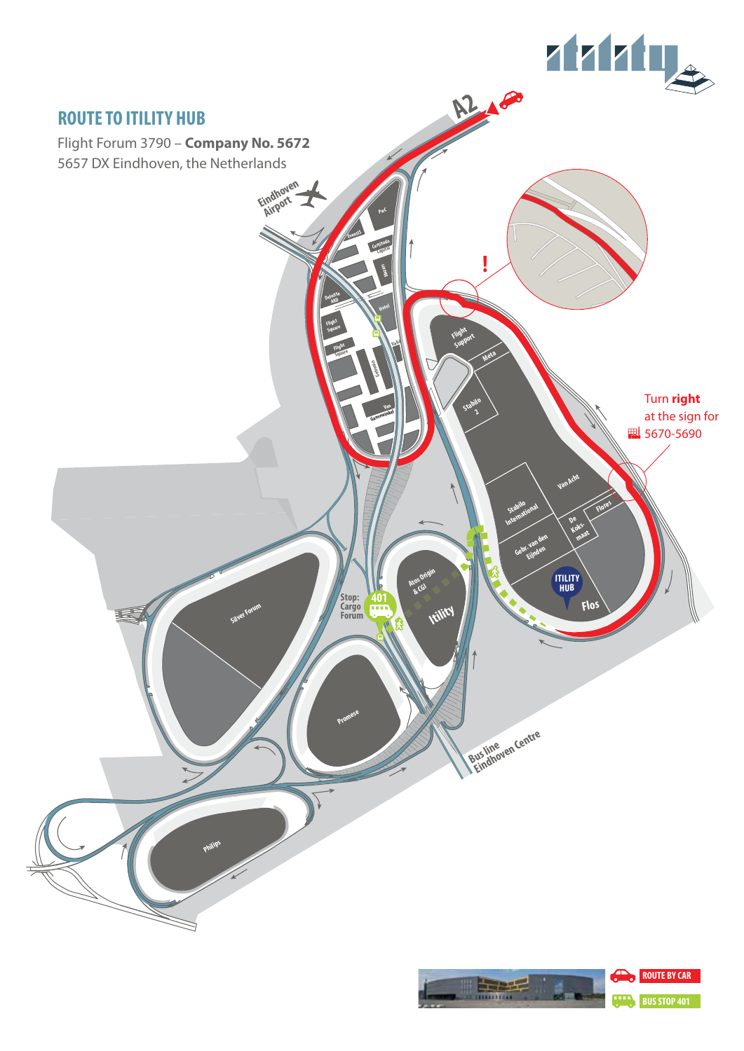# ROUTE TO ITILITY HUB

Flight Forum 3790 – **Company No. 5672**
5657 DX Eindhoven, the Netherlands

A2

Eindhoven Airport

Turn **right** at the sign for 5670-5690

Stop: Cargo Forum

401

Bus line Eindhoven Centre

ITILITY HUB

ROUTE BY CAR

BUS STOP 401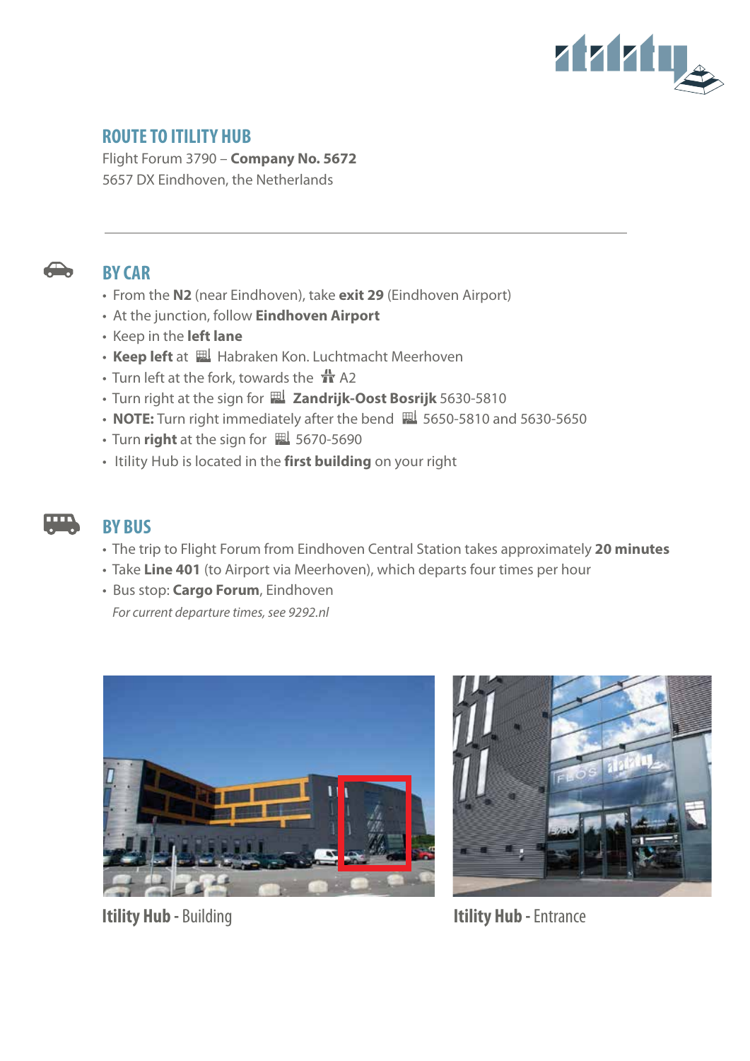## ROUTE TO ITILITY HUB

Flight Forum 3790 – **Company No. 5672**
5657 DX Eindhoven, the Netherlands

---

## BY CAR

- From the **N2** (near Eindhoven), take **exit 29** (Eindhoven Airport)
- At the junction, follow **Eindhoven Airport**
- Keep in the **left lane**
- **Keep left** at Habraken Kon. Luchtmacht Meerhoven
- Turn left at the fork, towards the A2
- Turn right at the sign for **Zandrijk-Oost Bosrijk** 5630-5810
- **NOTE:** Turn right immediately after the bend 5650-5810 and 5630-5650
- Turn **right** at the sign for 5670-5690
- Itility Hub is located in the **first building** on your right

## BY BUS

- The trip to Flight Forum from Eindhoven Central Station takes approximately **20 minutes**
- Take **Line 401** (to Airport via Meerhoven), which departs four times per hour
- Bus stop: **Cargo Forum**, Eindhoven

*For current departure times, see 9292.nl*

**Itility Hub** - Building

**Itility Hub** - Entrance